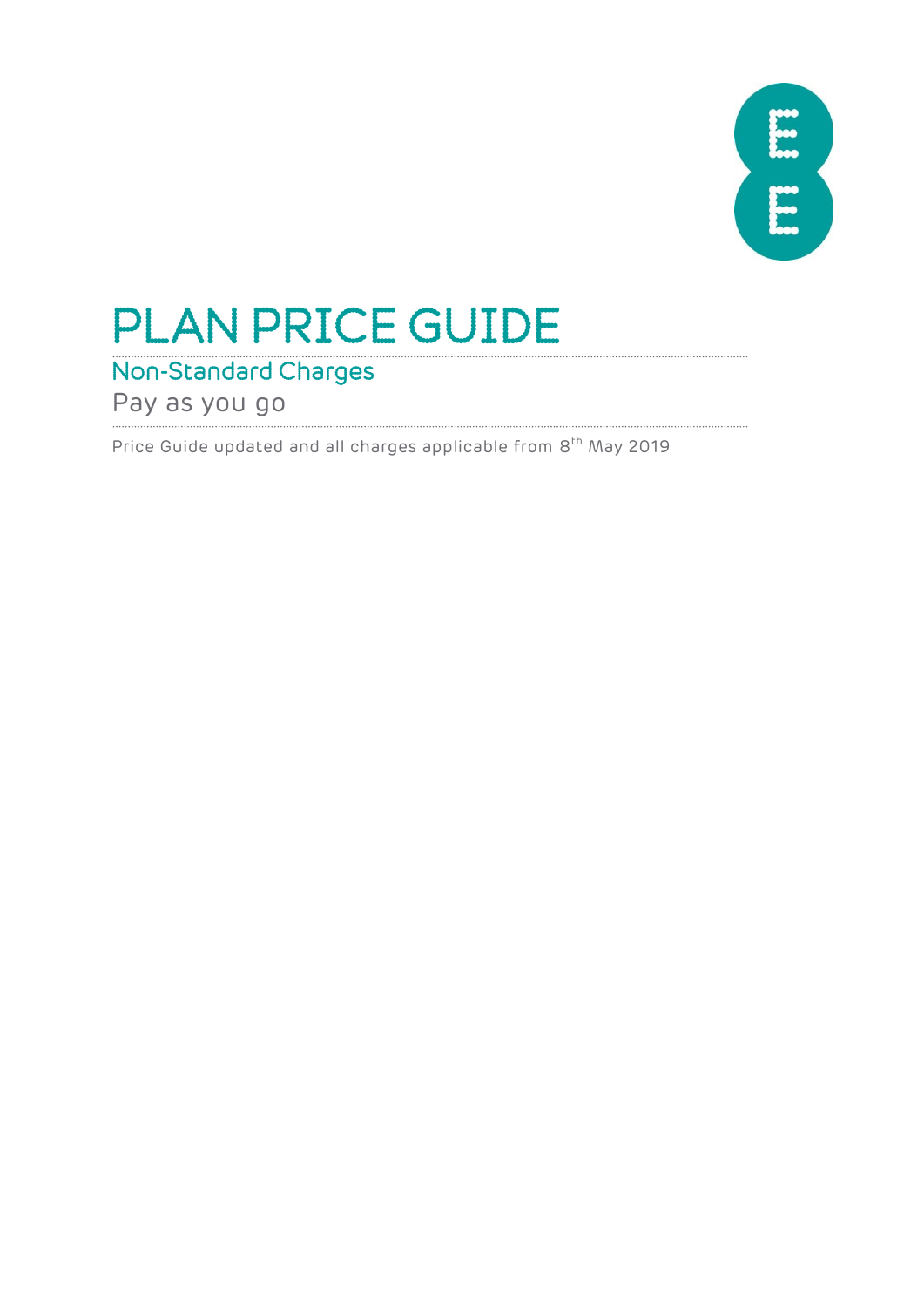# PLAN PRICE GUIDE

## Non-Standard Charges

Pay as you go

Price Guide updated and all charges applicable from 8th May 2019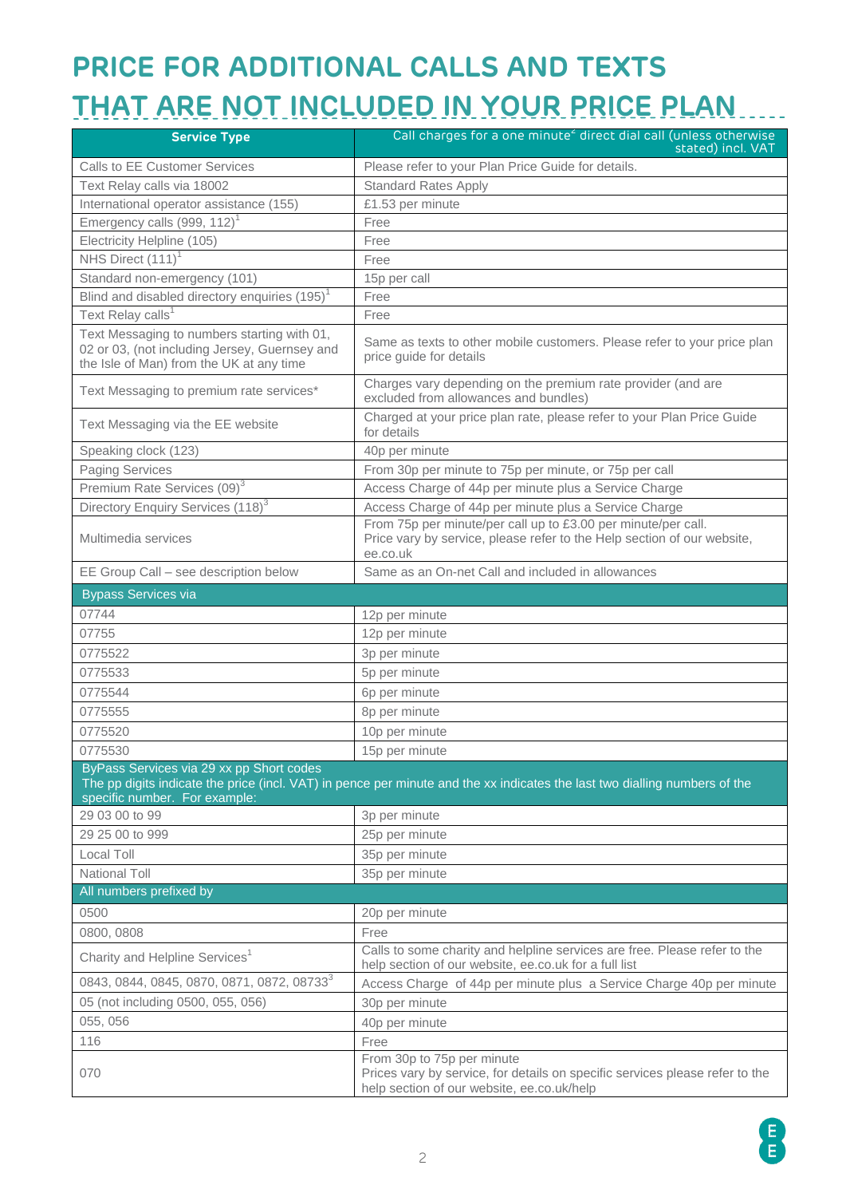# PRICE FOR ADDITIONAL CALLS AND TEXTS THAT ARE NOT INCLUDED IN YOUR PRICE PLAN

| Service Type | Call charges for a one minute[2] direct dial call (unless otherwise stated) incl. VAT |
|---|---|
| Calls to EE Customer Services | Please refer to your Plan Price Guide for details. |
| Text Relay calls via 18002 | Standard Rates Apply |
| International operator assistance (155) | £1.53 per minute |
| Emergency calls (999, 112)[1] | Free |
| Electricity Helpline (105) | Free |
| NHS Direct (111)[1] | Free |
| Standard non-emergency (101) | 15p per call |
| Blind and disabled directory enquiries (195)[1] | Free |
| Text Relay calls[1] | Free |
| Text Messaging to numbers starting with 01, 02 or 03, (not including Jersey, Guernsey and the Isle of Man) from the UK at any time | Same as texts to other mobile customers. Please refer to your price plan price guide for details |
| Text Messaging to premium rate services* | Charges vary depending on the premium rate provider (and are excluded from allowances and bundles) |
| Text Messaging via the EE website | Charged at your price plan rate, please refer to your Plan Price Guide for details |
| Speaking clock (123) | 40p per minute |
| Paging Services | From 30p per minute to 75p per minute, or 75p per call |
| Premium Rate Services (09)[3] | Access Charge of 44p per minute plus a Service Charge |
| Directory Enquiry Services (118)[3] | Access Charge of 44p per minute plus a Service Charge |
| Multimedia services | From 75p per minute/per call up to £3.00 per minute/per call. Price vary by service, please refer to the Help section of our website, ee.co.uk |
| EE Group Call – see description below | Same as an On-net Call and included in allowances |
| **Bypass Services via** | |
| 07744 | 12p per minute |
| 07755 | 12p per minute |
| 0775522 | 3p per minute |
| 0775533 | 5p per minute |
| 0775544 | 6p per minute |
| 0775555 | 8p per minute |
| 0775520 | 10p per minute |
| 0775530 | 15p per minute |
| **ByPass Services via 29 xx pp Short codes** The pp digits indicate the price (incl. VAT) in pence per minute and the xx indicates the last two dialling numbers of the specific number. For example: | |
| 29 03 00 to 99 | 3p per minute |
| 29 25 00 to 999 | 25p per minute |
| Local Toll | 35p per minute |
| National Toll | 35p per minute |
| **All numbers prefixed by** | |
| 0500 | 20p per minute |
| 0800, 0808 | Free |
| Charity and Helpline Services[1] | Calls to some charity and helpline services are free. Please refer to the help section of our website, ee.co.uk for a full list |
| 0843, 0844, 0845, 0870, 0871, 0872, 08733[3] | Access Charge of 44p per minute plus a Service Charge 40p per minute |
| 05 (not including 0500, 055, 056) | 30p per minute |
| 055, 056 | 40p per minute |
| 116 | Free |
| 070 | From 30p to 75p per minute Prices vary by service, for details on specific services please refer to the help section of our website, ee.co.uk/help |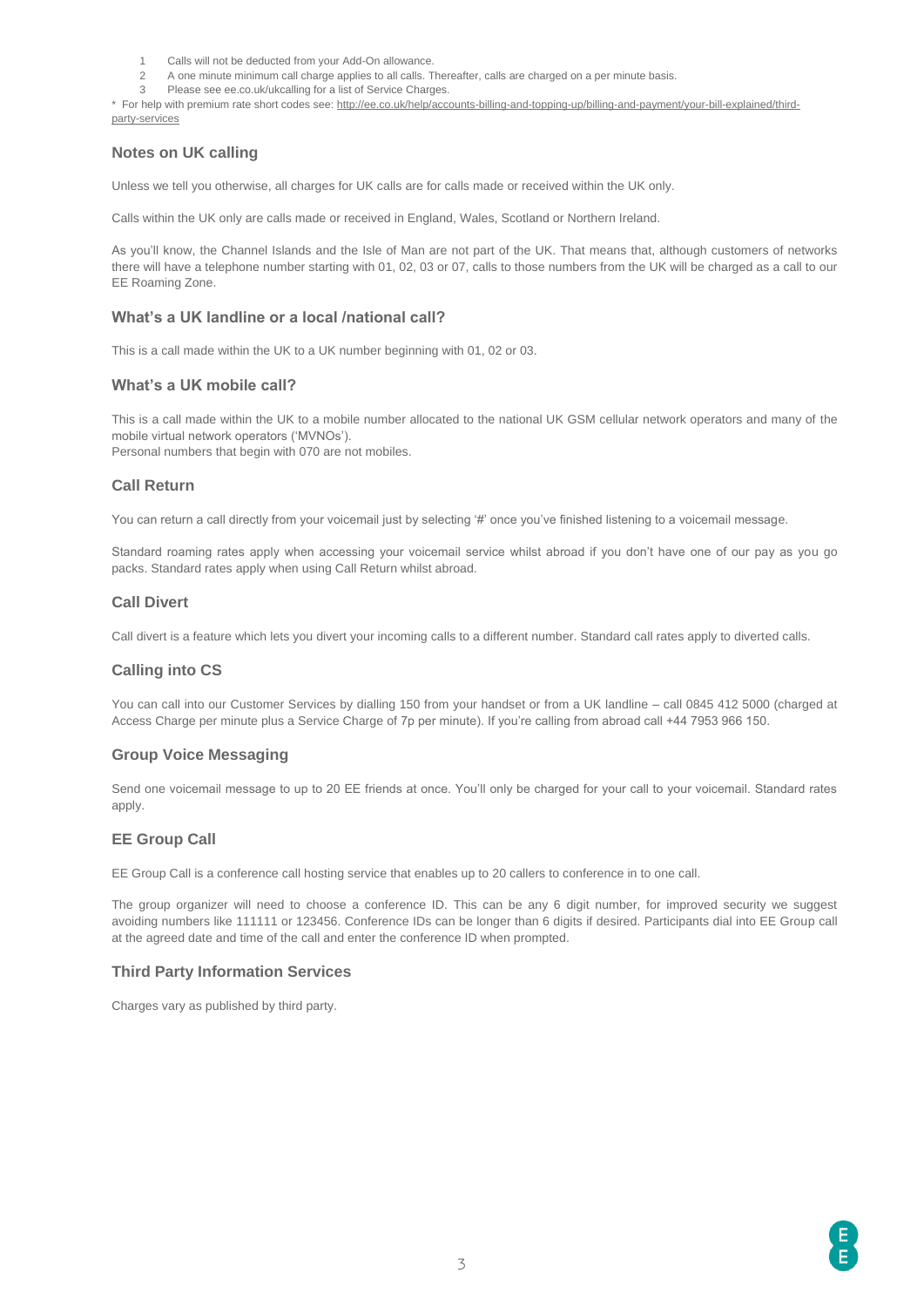1. Calls will not be deducted from your Add-On allowance.
2. A one minute minimum call charge applies to all calls. Thereafter, calls are charged on a per minute basis.
3. Please see ee.co.uk/ukcalling for a list of Service Charges.

\* For help with premium rate short codes see: http://ee.co.uk/help/accounts-billing-and-topping-up/billing-and-payment/your-bill-explained/third-party-services

### Notes on UK calling

Unless we tell you otherwise, all charges for UK calls are for calls made or received within the UK only.

Calls within the UK only are calls made or received in England, Wales, Scotland or Northern Ireland.

As you'll know, the Channel Islands and the Isle of Man are not part of the UK. That means that, although customers of networks there will have a telephone number starting with 01, 02, 03 or 07, calls to those numbers from the UK will be charged as a call to our EE Roaming Zone.

### What's a UK landline or a local /national call?

This is a call made within the UK to a UK number beginning with 01, 02 or 03.

### What's a UK mobile call?

This is a call made within the UK to a mobile number allocated to the national UK GSM cellular network operators and many of the mobile virtual network operators ('MVNOs').
Personal numbers that begin with 070 are not mobiles.

### Call Return

You can return a call directly from your voicemail just by selecting '#' once you've finished listening to a voicemail message.

Standard roaming rates apply when accessing your voicemail service whilst abroad if you don't have one of our pay as you go packs. Standard rates apply when using Call Return whilst abroad.

### Call Divert

Call divert is a feature which lets you divert your incoming calls to a different number. Standard call rates apply to diverted calls.

### Calling into CS

You can call into our Customer Services by dialling 150 from your handset or from a UK landline – call 0845 412 5000 (charged at Access Charge per minute plus a Service Charge of 7p per minute). If you're calling from abroad call +44 7953 966 150.

### Group Voice Messaging

Send one voicemail message to up to 20 EE friends at once. You'll only be charged for your call to your voicemail. Standard rates apply.

### EE Group Call

EE Group Call is a conference call hosting service that enables up to 20 callers to conference in to one call.

The group organizer will need to choose a conference ID. This can be any 6 digit number, for improved security we suggest avoiding numbers like 111111 or 123456. Conference IDs can be longer than 6 digits if desired. Participants dial into EE Group call at the agreed date and time of the call and enter the conference ID when prompted.

### Third Party Information Services

Charges vary as published by third party.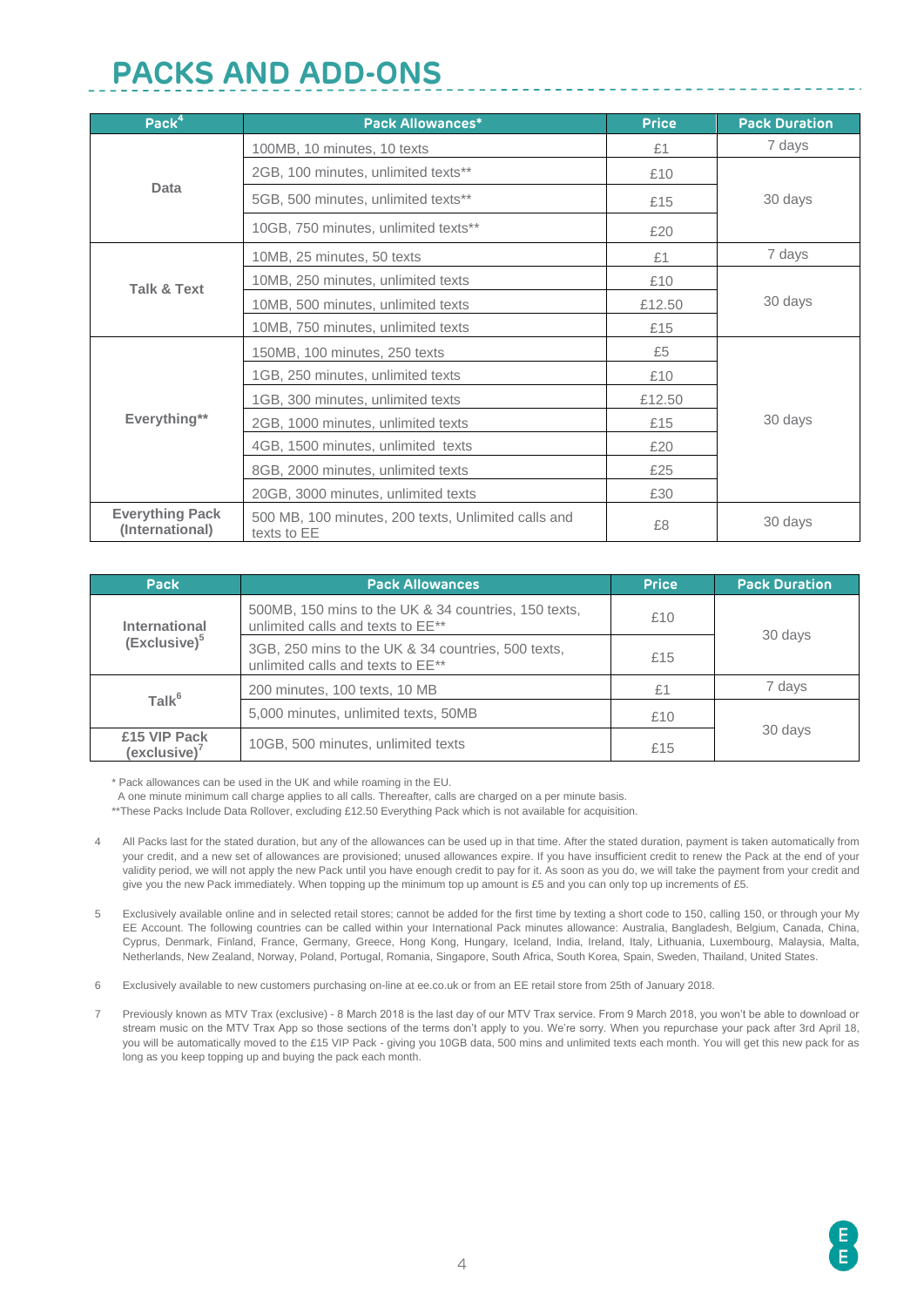# PACKS AND ADD-ONS

| Pack[4] | Pack Allowances* | Price | Pack Duration |
| --- | --- | --- | --- |
| Data | 100MB, 10 minutes, 10 texts | £1 | 7 days |
| | 2GB, 100 minutes, unlimited texts** | £10 | 30 days |
| | 5GB, 500 minutes, unlimited texts** | £15 | |
| | 10GB, 750 minutes, unlimited texts** | £20 | |
| Talk & Text | 10MB, 25 minutes, 50 texts | £1 | 7 days |
| | 10MB, 250 minutes, unlimited texts | £10 | 30 days |
| | 10MB, 500 minutes, unlimited texts | £12.50 | |
| | 10MB, 750 minutes, unlimited texts | £15 | |
| Everything** | 150MB, 100 minutes, 250 texts | £5 | 30 days |
| | 1GB, 250 minutes, unlimited texts | £10 | |
| | 1GB, 300 minutes, unlimited texts | £12.50 | |
| | 2GB, 1000 minutes, unlimited texts | £15 | |
| | 4GB, 1500 minutes, unlimited texts | £20 | |
| | 8GB, 2000 minutes, unlimited texts | £25 | |
| | 20GB, 3000 minutes, unlimited texts | £30 | |
| Everything Pack (International) | 500 MB, 100 minutes, 200 texts, Unlimited calls and texts to EE | £8 | 30 days |

| Pack | Pack Allowances | Price | Pack Duration |
| --- | --- | --- | --- |
| International (Exclusive)[5] | 500MB, 150 mins to the UK & 34 countries, 150 texts, unlimited calls and texts to EE** | £10 | 30 days |
| | 3GB, 250 mins to the UK & 34 countries, 500 texts, unlimited calls and texts to EE** | £15 | |
| Talk[6] | 200 minutes, 100 texts, 10 MB | £1 | 7 days |
| | 5,000 minutes, unlimited texts, 50MB | £10 | 30 days |
| £15 VIP Pack (exclusive)[7] | 10GB, 500 minutes, unlimited texts | £15 | |

\* Pack allowances can be used in the UK and while roaming in the EU.
A one minute minimum call charge applies to all calls. Thereafter, calls are charged on a per minute basis.
\*\*These Packs Include Data Rollover, excluding £12.50 Everything Pack which is not available for acquisition.

4 All Packs last for the stated duration, but any of the allowances can be used up in that time. After the stated duration, payment is taken automatically from your credit, and a new set of allowances are provisioned; unused allowances expire. If you have insufficient credit to renew the Pack at the end of your validity period, we will not apply the new Pack until you have enough credit to pay for it. As soon as you do, we will take the payment from your credit and give you the new Pack immediately. When topping up the minimum top up amount is £5 and you can only top up increments of £5.

5 Exclusively available online and in selected retail stores; cannot be added for the first time by texting a short code to 150, calling 150, or through your My EE Account. The following countries can be called within your International Pack minutes allowance: Australia, Bangladesh, Belgium, Canada, China, Cyprus, Denmark, Finland, France, Germany, Greece, Hong Kong, Hungary, Iceland, India, Ireland, Italy, Lithuania, Luxembourg, Malaysia, Malta, Netherlands, New Zealand, Norway, Poland, Portugal, Romania, Singapore, South Africa, South Korea, Spain, Sweden, Thailand, United States.

6 Exclusively available to new customers purchasing on-line at ee.co.uk or from an EE retail store from 25th of January 2018.

7 Previously known as MTV Trax (exclusive) - 8 March 2018 is the last day of our MTV Trax service. From 9 March 2018, you won't be able to download or stream music on the MTV Trax App so those sections of the terms don't apply to you. We're sorry. When you repurchase your pack after 3rd April 18, you will be automatically moved to the £15 VIP Pack - giving you 10GB data, 500 mins and unlimited texts each month. You will get this new pack for as long as you keep topping up and buying the pack each month.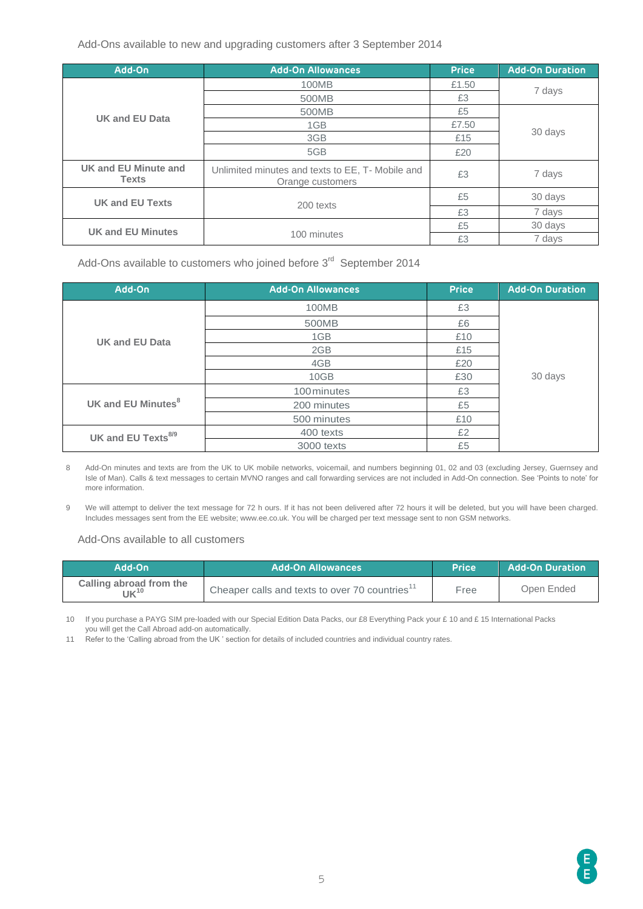Add-Ons available to new and upgrading customers after 3 September 2014

| Add-On | Add-On Allowances | Price | Add-On Duration |
|---|---|---|---|
| UK and EU Data | 100MB | £1.50 | 7 days |
| | 500MB | £3 | |
| | 500MB | £5 | 30 days |
| | 1GB | £7.50 | |
| | 3GB | £15 | |
| | 5GB | £20 | |
| UK and EU Minute and Texts | Unlimited minutes and texts to EE, T- Mobile and Orange customers | £3 | 7 days |
| UK and EU Texts | 200 texts | £5 | 30 days |
| | | £3 | 7 days |
| UK and EU Minutes | 100 minutes | £5 | 30 days |
| | | £3 | 7 days |

Add-Ons available to customers who joined before 3rd September 2014

| Add-On | Add-On Allowances | Price | Add-On Duration |
|---|---|---|---|
| UK and EU Data | 100MB | £3 | 30 days |
| | 500MB | £6 | |
| | 1GB | £10 | |
| | 2GB | £15 | |
| | 4GB | £20 | |
| | 10GB | £30 | |
| UK and EU Minutes[8] | 100 minutes | £3 | |
| | 200 minutes | £5 | |
| | 500 minutes | £10 | |
| UK and EU Texts[8/9] | 400 texts | £2 | |
| | 3000 texts | £5 | |

8 Add-On minutes and texts are from the UK to UK mobile networks, voicemail, and numbers beginning 01, 02 and 03 (excluding Jersey, Guernsey and Isle of Man). Calls & text messages to certain MVNO ranges and call forwarding services are not included in Add-On connection. See 'Points to note' for more information.

9 We will attempt to deliver the text message for 72 h ours. If it has not been delivered after 72 hours it will be deleted, but you will have been charged. Includes messages sent from the EE website; www.ee.co.uk. You will be charged per text message sent to non GSM networks.

Add-Ons available to all customers

| Add-On | Add-On Allowances | Price | Add-On Duration |
|---|---|---|---|
| Calling abroad from the UK[10] | Cheaper calls and texts to over 70 countries[11] | Free | Open Ended |

10 If you purchase a PAYG SIM pre-loaded with our Special Edition Data Packs, our £8 Everything Pack your £ 10 and £ 15 International Packs you will get the Call Abroad add-on automatically.

11 Refer to the 'Calling abroad from the UK ' section for details of included countries and individual country rates.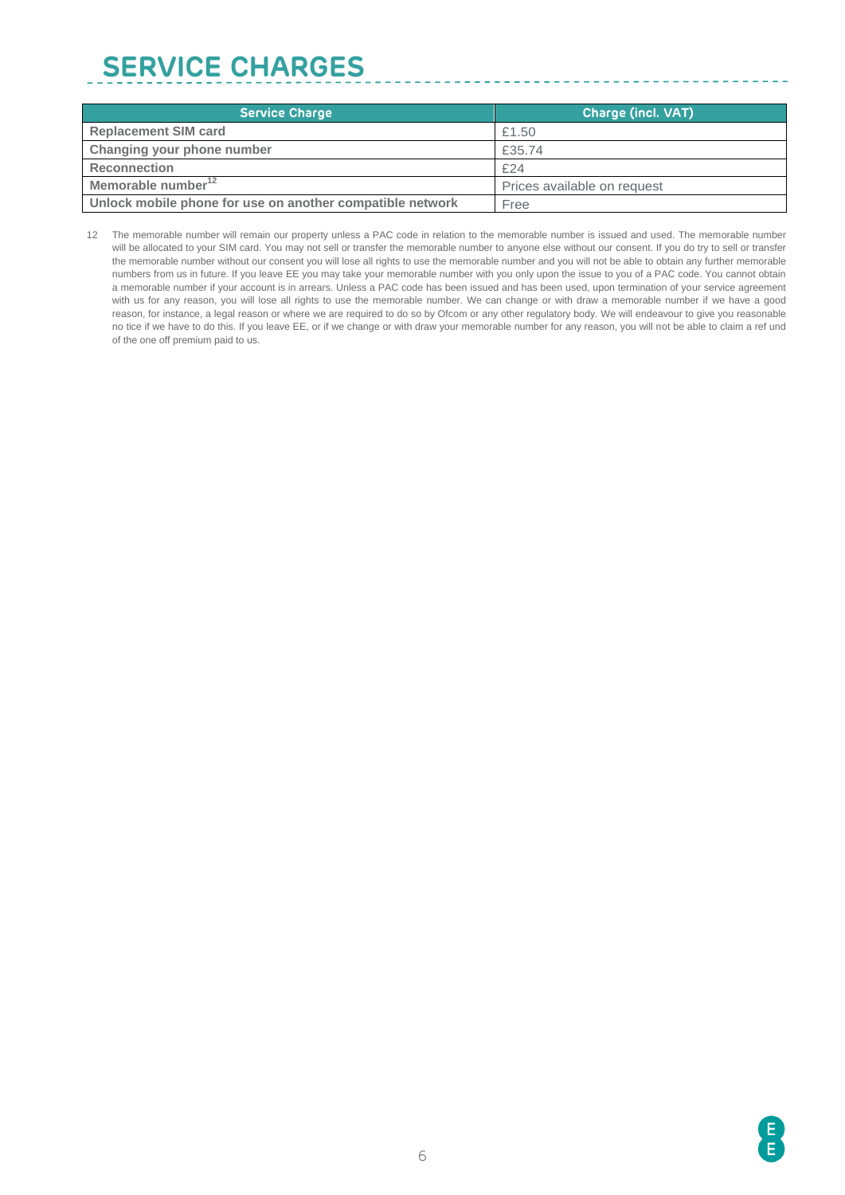# SERVICE CHARGES

| Service Charge | Charge (incl. VAT) |
| --- | --- |
| **Replacement SIM card** | £1.50 |
| **Changing your phone number** | £35.74 |
| **Reconnection** | £24 |
| **Memorable number**[12] | Prices available on request |
| **Unlock mobile phone for use on another compatible network** | Free |

12 The memorable number will remain our property unless a PAC code in relation to the memorable number is issued and used. The memorable number will be allocated to your SIM card. You may not sell or transfer the memorable number to anyone else without our consent. If you do try to sell or transfer the memorable number without our consent you will lose all rights to use the memorable number and you will not be able to obtain any further memorable numbers from us in future. If you leave EE you may take your memorable number with you only upon the issue to you of a PAC code. You cannot obtain a memorable number if your account is in arrears. Unless a PAC code has been issued and has been used, upon termination of your service agreement with us for any reason, you will lose all rights to use the memorable number. We can change or with draw a memorable number if we have a good reason, for instance, a legal reason or where we are required to do so by Ofcom or any other regulatory body. We will endeavour to give you reasonable no tice if we have to do this. If you leave EE, or if we change or with draw your memorable number for any reason, you will not be able to claim a ref und of the one off premium paid to us.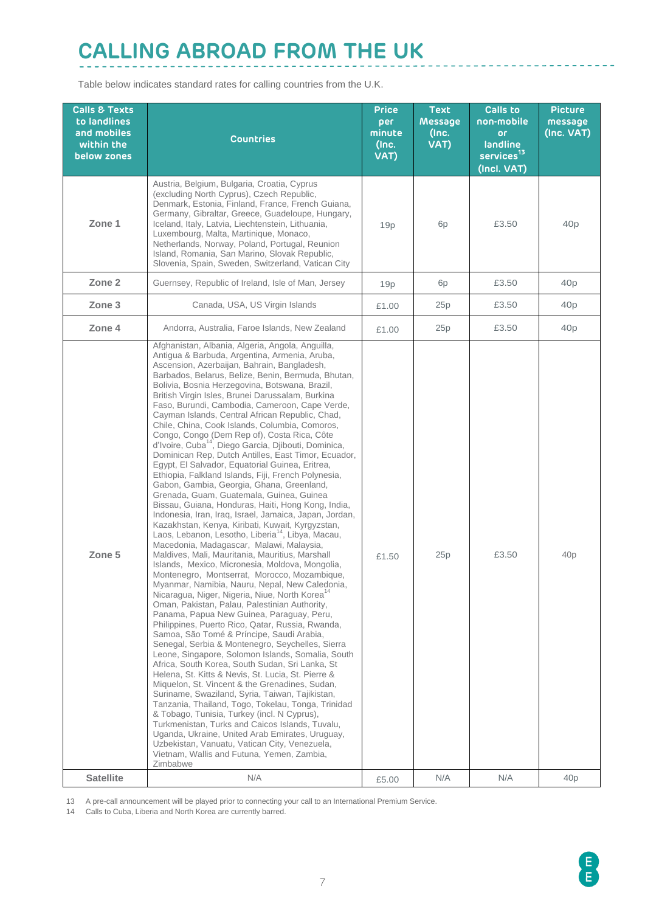# CALLING ABROAD FROM THE UK

Table below indicates standard rates for calling countries from the U.K.

| Calls & Texts to landlines and mobiles within the below zones | Countries | Price per minute (Inc. VAT) | Text Message (Inc. VAT) | Calls to non-mobile or landline services[13] (Incl. VAT) | Picture message (Inc. VAT) |
|---|---|---|---|---|---|
| Zone 1 | Austria, Belgium, Bulgaria, Croatia, Cyprus (excluding North Cyprus), Czech Republic, Denmark, Estonia, Finland, France, French Guiana, Germany, Gibraltar, Greece, Guadeloupe, Hungary, Iceland, Italy, Latvia, Liechtenstein, Lithuania, Luxembourg, Malta, Martinique, Monaco, Netherlands, Norway, Poland, Portugal, Reunion Island, Romania, San Marino, Slovak Republic, Slovenia, Spain, Sweden, Switzerland, Vatican City | 19p | 6p | £3.50 | 40p |
| Zone 2 | Guernsey, Republic of Ireland, Isle of Man, Jersey | 19p | 6p | £3.50 | 40p |
| Zone 3 | Canada, USA, US Virgin Islands | £1.00 | 25p | £3.50 | 40p |
| Zone 4 | Andorra, Australia, Faroe Islands, New Zealand | £1.00 | 25p | £3.50 | 40p |
| Zone 5 | Afghanistan, Albania, Algeria, Angola, Anguilla, Antigua & Barbuda, Argentina, Armenia, Aruba, Ascension, Azerbaijan, Bahrain, Bangladesh, Barbados, Belarus, Belize, Benin, Bermuda, Bhutan, Bolivia, Bosnia Herzegovina, Botswana, Brazil, British Virgin Isles, Brunei Darussalam, Burkina Faso, Burundi, Cambodia, Cameroon, Cape Verde, Cayman Islands, Central African Republic, Chad, Chile, China, Cook Islands, Columbia, Comoros, Congo, Congo (Dem Rep of), Costa Rica, Côte d'Ivoire, Cuba[14], Diego Garcia, Djibouti, Dominica, Dominican Rep, Dutch Antilles, East Timor, Ecuador, Egypt, El Salvador, Equatorial Guinea, Eritrea, Ethiopia, Falkland Islands, Fiji, French Polynesia, Gabon, Gambia, Georgia, Ghana, Greenland, Grenada, Guam, Guatemala, Guinea, Guinea Bissau, Guiana, Honduras, Haiti, Hong Kong, India, Indonesia, Iran, Iraq, Israel, Jamaica, Japan, Jordan, Kazakhstan, Kenya, Kiribati, Kuwait, Kyrgyzstan, Laos, Lebanon, Lesotho, Liberia[14], Libya, Macau, Macedonia, Madagascar, Malawi, Malaysia, Maldives, Mali, Mauritania, Mauritius, Marshall Islands, Mexico, Micronesia, Moldova, Mongolia, Montenegro, Montserrat, Morocco, Mozambique, Myanmar, Namibia, Nauru, Nepal, New Caledonia, Nicaragua, Niger, Nigeria, Niue, North Korea[14] Oman, Pakistan, Palau, Palestinian Authority, Panama, Papua New Guinea, Paraguay, Peru, Philippines, Puerto Rico, Qatar, Russia, Rwanda, Samoa, São Tomé & Príncipe, Saudi Arabia, Senegal, Serbia & Montenegro, Seychelles, Sierra Leone, Singapore, Solomon Islands, Somalia, South Africa, South Korea, South Sudan, Sri Lanka, St Helena, St. Kitts & Nevis, St. Lucia, St. Pierre & Miquelon, St. Vincent & the Grenadines, Sudan, Suriname, Swaziland, Syria, Taiwan, Tajikistan, Tanzania, Thailand, Togo, Tokelau, Tonga, Trinidad & Tobago, Tunisia, Turkey (incl. N Cyprus), Turkmenistan, Turks and Caicos Islands, Tuvalu, Uganda, Ukraine, United Arab Emirates, Uruguay, Uzbekistan, Vanuatu, Vatican City, Venezuela, Vietnam, Wallis and Futuna, Yemen, Zambia, Zimbabwe | £1.50 | 25p | £3.50 | 40p |
| Satellite | N/A | £5.00 | N/A | N/A | 40p |

13 A pre-call announcement will be played prior to connecting your call to an International Premium Service.

14 Calls to Cuba, Liberia and North Korea are currently barred.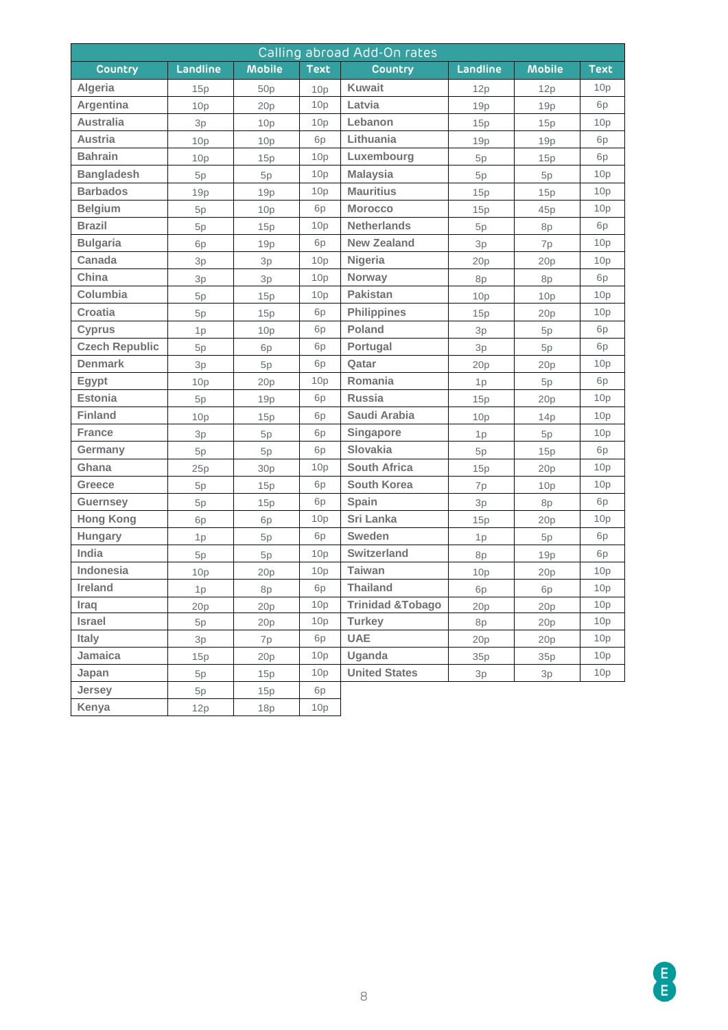| Calling abroad Add-On rates | | | | | | | |
|---|---|---|---|---|---|---|---|
| **Country** | **Landline** | **Mobile** | **Text** | **Country** | **Landline** | **Mobile** | **Text** |
| **Algeria** | 15p | 50p | 10p | **Kuwait** | 12p | 12p | 10p |
| **Argentina** | 10p | 20p | 10p | **Latvia** | 19p | 19p | 6p |
| **Australia** | 3p | 10p | 10p | **Lebanon** | 15p | 15p | 10p |
| **Austria** | 10p | 10p | 6p | **Lithuania** | 19p | 19p | 6p |
| **Bahrain** | 10p | 15p | 10p | **Luxembourg** | 5p | 15p | 6p |
| **Bangladesh** | 5p | 5p | 10p | **Malaysia** | 5p | 5p | 10p |
| **Barbados** | 19p | 19p | 10p | **Mauritius** | 15p | 15p | 10p |
| **Belgium** | 5p | 10p | 6p | **Morocco** | 15p | 45p | 10p |
| **Brazil** | 5p | 15p | 10p | **Netherlands** | 5p | 8p | 6p |
| **Bulgaria** | 6p | 19p | 6p | **New Zealand** | 3p | 7p | 10p |
| **Canada** | 3p | 3p | 10p | **Nigeria** | 20p | 20p | 10p |
| **China** | 3p | 3p | 10p | **Norway** | 8p | 8p | 6p |
| **Columbia** | 5p | 15p | 10p | **Pakistan** | 10p | 10p | 10p |
| **Croatia** | 5p | 15p | 6p | **Philippines** | 15p | 20p | 10p |
| **Cyprus** | 1p | 10p | 6p | **Poland** | 3p | 5p | 6p |
| **Czech Republic** | 5p | 6p | 6p | **Portugal** | 3p | 5p | 6p |
| **Denmark** | 3p | 5p | 6p | **Qatar** | 20p | 20p | 10p |
| **Egypt** | 10p | 20p | 10p | **Romania** | 1p | 5p | 6p |
| **Estonia** | 5p | 19p | 6p | **Russia** | 15p | 20p | 10p |
| **Finland** | 10p | 15p | 6p | **Saudi Arabia** | 10p | 14p | 10p |
| **France** | 3p | 5p | 6p | **Singapore** | 1p | 5p | 10p |
| **Germany** | 5p | 5p | 6p | **Slovakia** | 5p | 15p | 6p |
| **Ghana** | 25p | 30p | 10p | **South Africa** | 15p | 20p | 10p |
| **Greece** | 5p | 15p | 6p | **South Korea** | 7p | 10p | 10p |
| **Guernsey** | 5p | 15p | 6p | **Spain** | 3p | 8p | 6p |
| **Hong Kong** | 6p | 6p | 10p | **Sri Lanka** | 15p | 20p | 10p |
| **Hungary** | 1p | 5p | 6p | **Sweden** | 1p | 5p | 6p |
| **India** | 5p | 5p | 10p | **Switzerland** | 8p | 19p | 6p |
| **Indonesia** | 10p | 20p | 10p | **Taiwan** | 10p | 20p | 10p |
| **Ireland** | 1p | 8p | 6p | **Thailand** | 6p | 6p | 10p |
| **Iraq** | 20p | 20p | 10p | **Trinidad &Tobago** | 20p | 20p | 10p |
| **Israel** | 5p | 20p | 10p | **Turkey** | 8p | 20p | 10p |
| **Italy** | 3p | 7p | 6p | **UAE** | 20p | 20p | 10p |
| **Jamaica** | 15p | 20p | 10p | **Uganda** | 35p | 35p | 10p |
| **Japan** | 5p | 15p | 10p | **United States** | 3p | 3p | 10p |
| **Jersey** | 5p | 15p | 6p | | | | |
| **Kenya** | 12p | 18p | 10p | | | | |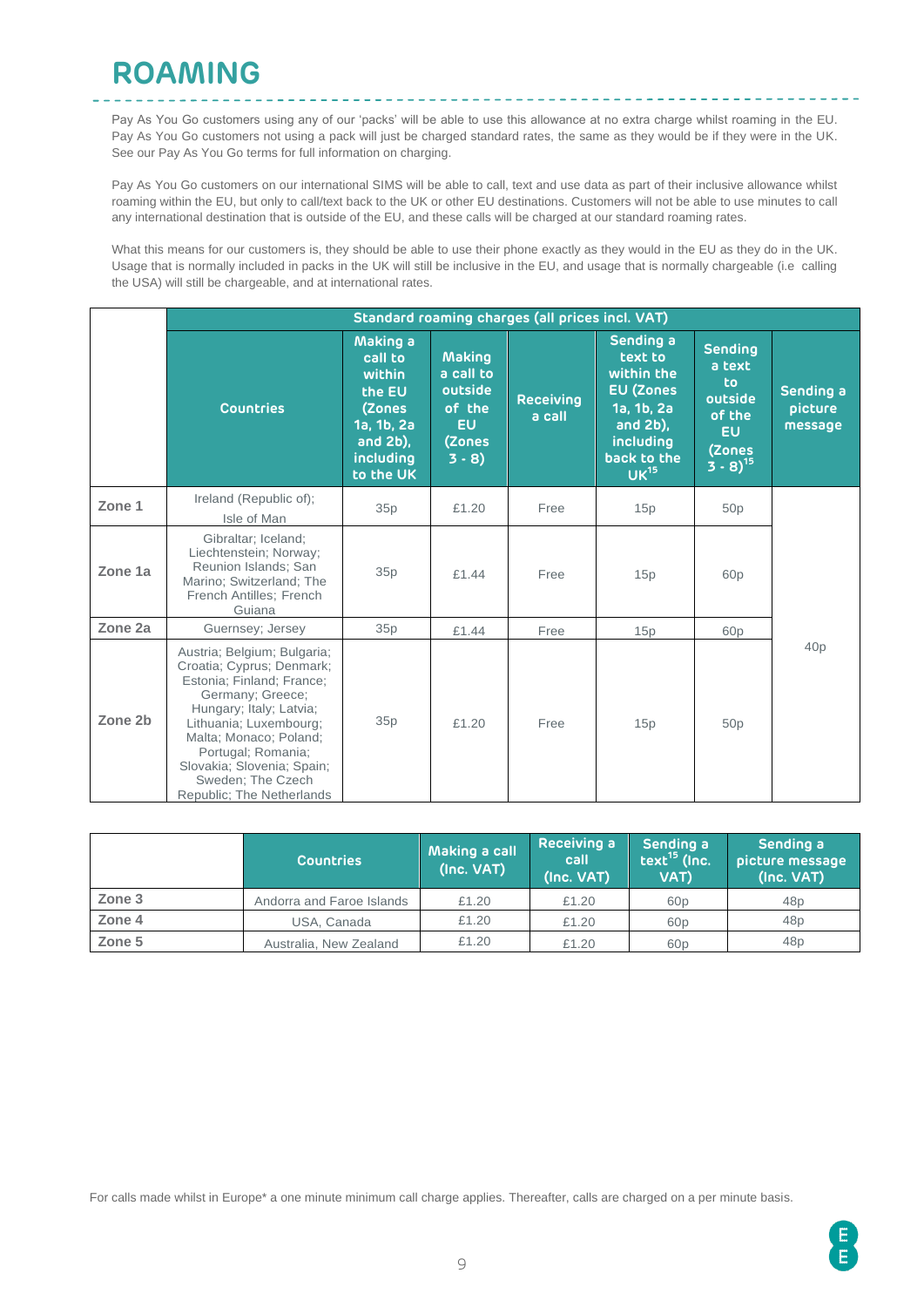# ROAMING

Pay As You Go customers using any of our 'packs' will be able to use this allowance at no extra charge whilst roaming in the EU. Pay As You Go customers not using a pack will just be charged standard rates, the same as they would be if they were in the UK. See our Pay As You Go terms for full information on charging.

Pay As You Go customers on our international SIMS will be able to call, text and use data as part of their inclusive allowance whilst roaming within the EU, but only to call/text back to the UK or other EU destinations. Customers will not be able to use minutes to call any international destination that is outside of the EU, and these calls will be charged at our standard roaming rates.

What this means for our customers is, they should be able to use their phone exactly as they would in the EU as they do in the UK. Usage that is normally included in packs in the UK will still be inclusive in the EU, and usage that is normally chargeable (i.e calling the USA) will still be chargeable, and at international rates.

| | Standard roaming charges (all prices incl. VAT) | | | | | | |
|---|---|---|---|---|---|---|---|
| | Countries | Making a call to within the EU (Zones 1a, 1b, 2a and 2b), including to the UK | Making a call to outside of the EU (Zones 3 - 8) | Receiving a call | Sending a text to within the EU (Zones 1a, 1b, 2a and 2b), including back to the UK[15] | Sending a text to outside of the EU (Zones 3 - 8)[15] | Sending a picture message |
| Zone 1 | Ireland (Republic of); Isle of Man | 35p | £1.20 | Free | 15p | 50p | 40p |
| Zone 1a | Gibraltar; Iceland; Liechtenstein; Norway; Reunion Islands; San Marino; Switzerland; The French Antilles; French Guiana | 35p | £1.44 | Free | 15p | 60p | 40p |
| Zone 2a | Guernsey; Jersey | 35p | £1.44 | Free | 15p | 60p | 40p |
| Zone 2b | Austria; Belgium; Bulgaria; Croatia; Cyprus; Denmark; Estonia; Finland; France; Germany; Greece; Hungary; Italy; Latvia; Lithuania; Luxembourg; Malta; Monaco; Poland; Portugal; Romania; Slovakia; Slovenia; Spain; Sweden; The Czech Republic; The Netherlands | 35p | £1.20 | Free | 15p | 50p | 40p |

| | Countries | Making a call (Inc. VAT) | Receiving a call (Inc. VAT) | Sending a text[15] (Inc. VAT) | Sending a picture message (Inc. VAT) |
|---|---|---|---|---|---|
| Zone 3 | Andorra and Faroe Islands | £1.20 | £1.20 | 60p | 48p |
| Zone 4 | USA, Canada | £1.20 | £1.20 | 60p | 48p |
| Zone 5 | Australia, New Zealand | £1.20 | £1.20 | 60p | 48p |

For calls made whilst in Europe* a one minute minimum call charge applies. Thereafter, calls are charged on a per minute basis.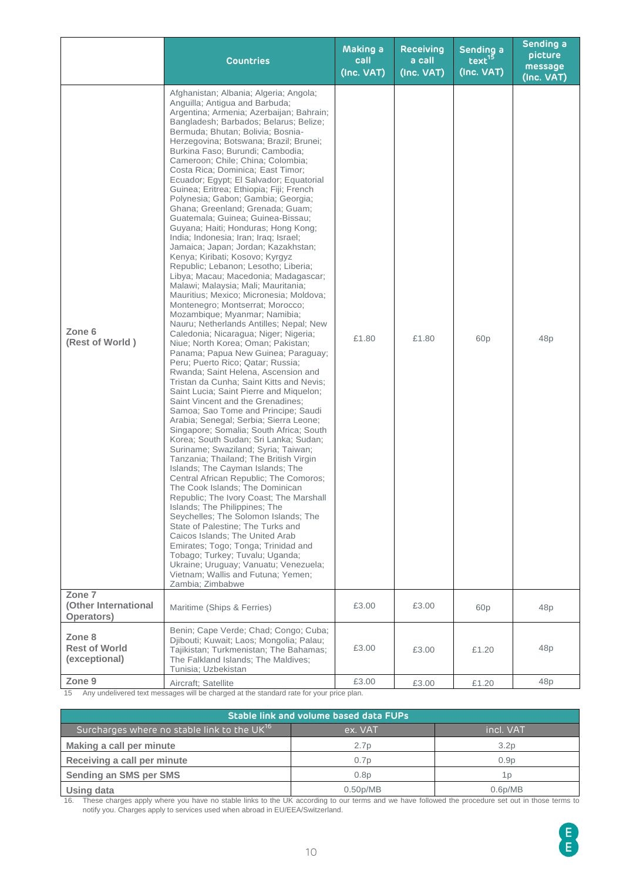| | Countries | Making a call (Inc. VAT) | Receiving a call (Inc. VAT) | Sending a text[15] (Inc. VAT) | Sending a picture message (Inc. VAT) |
|---|---|---|---|---|---|
| **Zone 6 (Rest of World )** | Afghanistan; Albania; Algeria; Angola; Anguilla; Antigua and Barbuda; Argentina; Armenia; Azerbaijan; Bahrain; Bangladesh; Barbados; Belarus; Belize; Bermuda; Bhutan; Bolivia; Bosnia-Herzegovina; Botswana; Brazil; Brunei; Burkina Faso; Burundi; Cambodia; Cameroon; Chile; China; Colombia; Costa Rica; Dominica; East Timor; Ecuador; Egypt; El Salvador; Equatorial Guinea; Eritrea; Ethiopia; Fiji; French Polynesia; Gabon; Gambia; Georgia; Ghana; Greenland; Grenada; Guam; Guatemala; Guinea; Guinea-Bissau; Guyana; Haiti; Honduras; Hong Kong; India; Indonesia; Iran; Iraq; Israel; Jamaica; Japan; Jordan; Kazakhstan; Kenya; Kiribati; Kosovo; Kyrgyz Republic; Lebanon; Lesotho; Liberia; Libya; Macau; Macedonia; Madagascar; Malawi; Malaysia; Mali; Mauritania; Mauritius; Mexico; Micronesia; Moldova; Montenegro; Montserrat; Morocco; Mozambique; Myanmar; Namibia; Nauru; Netherlands Antilles; Nepal; New Caledonia; Nicaragua; Niger; Nigeria; Niue; North Korea; Oman; Pakistan; Panama; Papua New Guinea; Paraguay; Peru; Puerto Rico; Qatar; Russia; Rwanda; Saint Helena, Ascension and Tristan da Cunha; Saint Kitts and Nevis; Saint Lucia; Saint Pierre and Miquelon; Saint Vincent and the Grenadines; Samoa; Sao Tome and Principe; Saudi Arabia; Senegal; Serbia; Sierra Leone; Singapore; Somalia; South Africa; South Korea; South Sudan; Sri Lanka; Sudan; Suriname; Swaziland; Syria; Taiwan; Tanzania; Thailand; The British Virgin Islands; The Cayman Islands; The Central African Republic; The Comoros; The Cook Islands; The Dominican Republic; The Ivory Coast; The Marshall Islands; The Philippines; The Seychelles; The Solomon Islands; The State of Palestine; The Turks and Caicos Islands; The United Arab Emirates; Togo; Tonga; Trinidad and Tobago; Turkey; Tuvalu; Uganda; Ukraine; Uruguay; Vanuatu; Venezuela; Vietnam; Wallis and Futuna; Yemen; Zambia; Zimbabwe | £1.80 | £1.80 | 60p | 48p |
| **Zone 7 (Other International Operators)** | Maritime (Ships & Ferries) | £3.00 | £3.00 | 60p | 48p |
| **Zone 8 Rest of World (exceptional)** | Benin; Cape Verde; Chad; Congo; Cuba; Djibouti; Kuwait; Laos; Mongolia; Palau; Tajikistan; Turkmenistan; The Bahamas; The Falkland Islands; The Maldives; Tunisia; Uzbekistan | £3.00 | £3.00 | £1.20 | 48p |
| **Zone 9** | Aircraft; Satellite | £3.00 | £3.00 | £1.20 | 48p |

15 Any undelivered text messages will be charged at the standard rate for your price plan.

| Stable link and volume based data FUPs | | |
|---|---|---|
| Surcharges where no stable link to the UK[16] | ex. VAT | incl. VAT |
| **Making a call per minute** | 2.7p | 3.2p |
| **Receiving a call per minute** | 0.7p | 0.9p |
| **Sending an SMS per SMS** | 0.8p | 1p |
| **Using data** | 0.50p/MB | 0.6p/MB |

16. These charges apply where you have no stable links to the UK according to our terms and we have followed the procedure set out in those terms to notify you. Charges apply to services used when abroad in EU/EEA/Switzerland.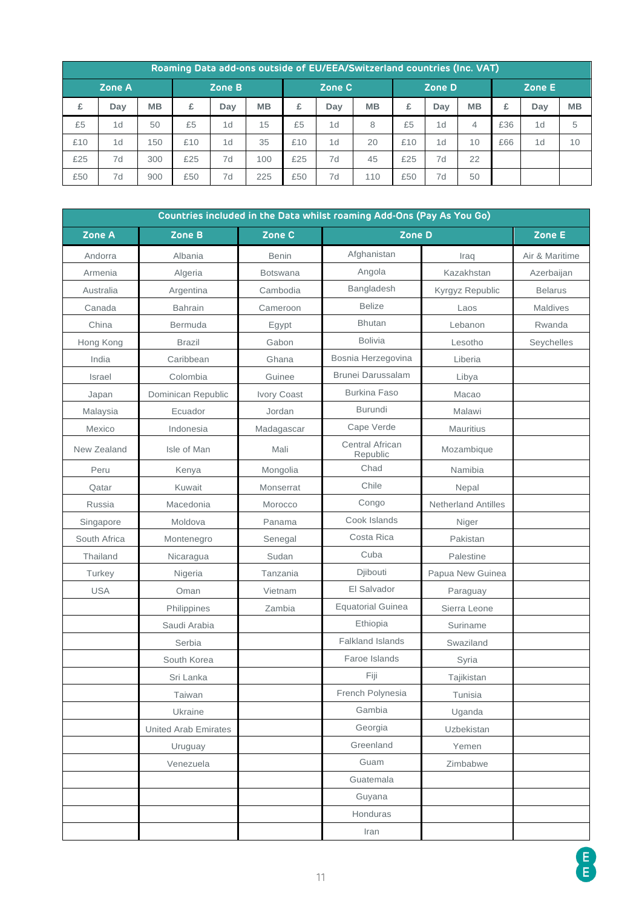| Roaming Data add-ons outside of EU/EEA/Switzerland countries (Inc. VAT) | | | | | | | | | | | | | | |
|---|---|---|---|---|---|---|---|---|---|---|---|---|---|---|
| Zone A | | | Zone B | | | Zone C | | | Zone D | | | Zone E | | |
| £ | Day | MB | £ | Day | MB | £ | Day | MB | £ | Day | MB | £ | Day | MB |
| £5 | 1d | 50 | £5 | 1d | 15 | £5 | 1d | 8 | £5 | 1d | 4 | £36 | 1d | 5 |
| £10 | 1d | 150 | £10 | 1d | 35 | £10 | 1d | 20 | £10 | 1d | 10 | £66 | 1d | 10 |
| £25 | 7d | 300 | £25 | 7d | 100 | £25 | 7d | 45 | £25 | 7d | 22 | | | |
| £50 | 7d | 900 | £50 | 7d | 225 | £50 | 7d | 110 | £50 | 7d | 50 | | | |

| Countries included in the Data whilst roaming Add-Ons (Pay As You Go) | | | | | |
|---|---|---|---|---|---|
| Zone A | Zone B | Zone C | Zone D | | Zone E |
| Andorra | Albania | Benin | Afghanistan | Iraq | Air & Maritime |
| Armenia | Algeria | Botswana | Angola | Kazakhstan | Azerbaijan |
| Australia | Argentina | Cambodia | Bangladesh | Kyrgyz Republic | Belarus |
| Canada | Bahrain | Cameroon | Belize | Laos | Maldives |
| China | Bermuda | Egypt | Bhutan | Lebanon | Rwanda |
| Hong Kong | Brazil | Gabon | Bolivia | Lesotho | Seychelles |
| India | Caribbean | Ghana | Bosnia Herzegovina | Liberia | |
| Israel | Colombia | Guinee | Brunei Darussalam | Libya | |
| Japan | Dominican Republic | Ivory Coast | Burkina Faso | Macao | |
| Malaysia | Ecuador | Jordan | Burundi | Malawi | |
| Mexico | Indonesia | Madagascar | Cape Verde | Mauritius | |
| New Zealand | Isle of Man | Mali | Central African Republic | Mozambique | |
| Peru | Kenya | Mongolia | Chad | Namibia | |
| Qatar | Kuwait | Monserrat | Chile | Nepal | |
| Russia | Macedonia | Morocco | Congo | Netherland Antilles | |
| Singapore | Moldova | Panama | Cook Islands | Niger | |
| South Africa | Montenegro | Senegal | Costa Rica | Pakistan | |
| Thailand | Nicaragua | Sudan | Cuba | Palestine | |
| Turkey | Nigeria | Tanzania | Djibouti | Papua New Guinea | |
| USA | Oman | Vietnam | El Salvador | Paraguay | |
| | Philippines | Zambia | Equatorial Guinea | Sierra Leone | |
| | Saudi Arabia | | Ethiopia | Suriname | |
| | Serbia | | Falkland Islands | Swaziland | |
| | South Korea | | Faroe Islands | Syria | |
| | Sri Lanka | | Fiji | Tajikistan | |
| | Taiwan | | French Polynesia | Tunisia | |
| | Ukraine | | Gambia | Uganda | |
| | United Arab Emirates | | Georgia | Uzbekistan | |
| | Uruguay | | Greenland | Yemen | |
| | Venezuela | | Guam | Zimbabwe | |
| | | | Guatemala | | |
| | | | Guyana | | |
| | | | Honduras | | |
| | | | Iran | | |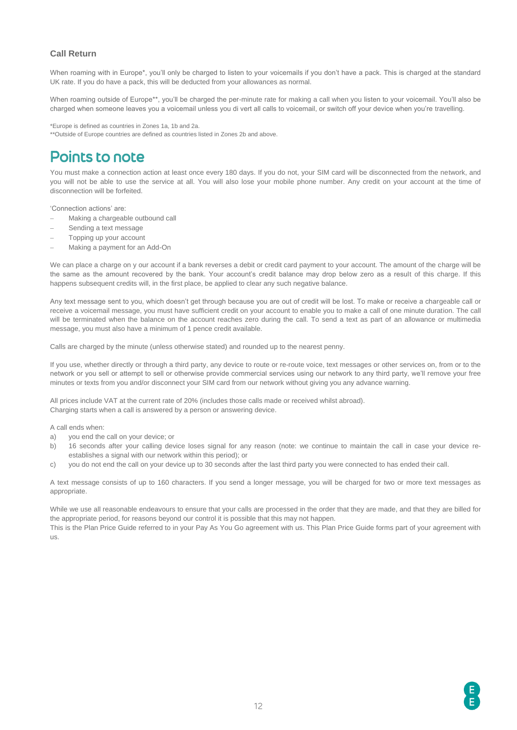### Call Return

When roaming with in Europe*, you'll only be charged to listen to your voicemails if you don't have a pack. This is charged at the standard UK rate. If you do have a pack, this will be deducted from your allowances as normal.

When roaming outside of Europe**, you'll be charged the per-minute rate for making a call when you listen to your voicemail. You'll also be charged when someone leaves you a voicemail unless you di vert all calls to voicemail, or switch off your device when you're travelling.

*Europe is defined as countries in Zones 1a, 1b and 2a.
**Outside of Europe countries are defined as countries listed in Zones 2b and above.

## Points to note

You must make a connection action at least once every 180 days. If you do not, your SIM card will be disconnected from the network, and you will not be able to use the service at all. You will also lose your mobile phone number. Any credit on your account at the time of disconnection will be forfeited.

'Connection actions' are:

- Making a chargeable outbound call
- Sending a text message
- Topping up your account
- Making a payment for an Add-On

We can place a charge on y our account if a bank reverses a debit or credit card payment to your account. The amount of the charge will be the same as the amount recovered by the bank. Your account's credit balance may drop below zero as a result of this charge. If this happens subsequent credits will, in the first place, be applied to clear any such negative balance.

Any text message sent to you, which doesn't get through because you are out of credit will be lost. To make or receive a chargeable call or receive a voicemail message, you must have sufficient credit on your account to enable you to make a call of one minute duration. The call will be terminated when the balance on the account reaches zero during the call. To send a text as part of an allowance or multimedia message, you must also have a minimum of 1 pence credit available.

Calls are charged by the minute (unless otherwise stated) and rounded up to the nearest penny.

If you use, whether directly or through a third party, any device to route or re-route voice, text messages or other services on, from or to the network or you sell or attempt to sell or otherwise provide commercial services using our network to any third party, we'll remove your free minutes or texts from you and/or disconnect your SIM card from our network without giving you any advance warning.

All prices include VAT at the current rate of 20% (includes those calls made or received whilst abroad).
Charging starts when a call is answered by a person or answering device.

A call ends when:

a) you end the call on your device; or
b) 16 seconds after your calling device loses signal for any reason (note: we continue to maintain the call in case your device re-establishes a signal with our network within this period); or
c) you do not end the call on your device up to 30 seconds after the last third party you were connected to has ended their call.

A text message consists of up to 160 characters. If you send a longer message, you will be charged for two or more text messages as appropriate.

While we use all reasonable endeavours to ensure that your calls are processed in the order that they are made, and that they are billed for the appropriate period, for reasons beyond our control it is possible that this may not happen.
This is the Plan Price Guide referred to in your Pay As You Go agreement with us. This Plan Price Guide forms part of your agreement with us.